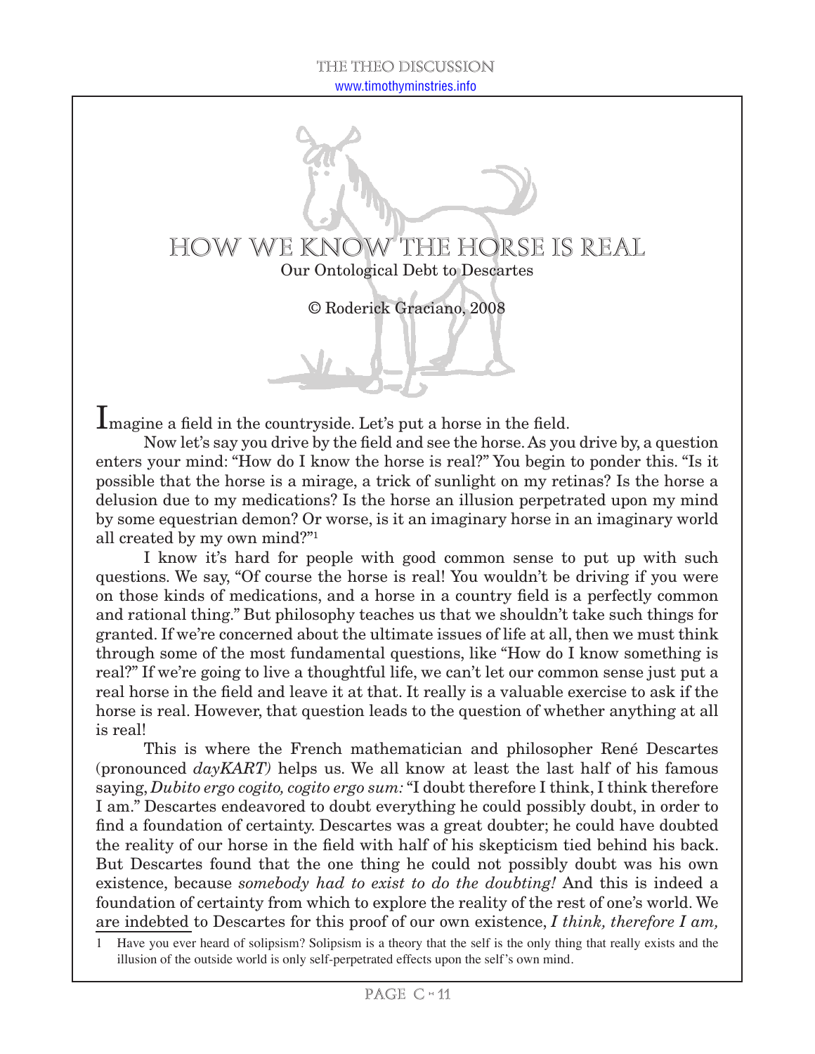# HOW WE KNOW THE HORSE IS REAL

Our Ontological Debt to Descartes

© Roderick Graciano, 2008

Imagine a field in the countryside. Let's put a horse in the field.

Now let's say you drive by the field and see the horse. As you drive by, a question enters your mind: "How do I know the horse is real?" You begin to ponder this. "Is it possible that the horse is a mirage, a trick of sunlight on my retinas? Is the horse a delusion due to my medications? Is the horse an illusion perpetrated upon my mind by some equestrian demon? Or worse, is it an imaginary horse in an imaginary world all created by my own mind?"[1]

I know it's hard for people with good common sense to put up with such questions. We say, "Of course the horse is real! You wouldn't be driving if you were on those kinds of medications, and a horse in a country field is a perfectly common and rational thing." But philosophy teaches us that we shouldn't take such things for granted. If we're concerned about the ultimate issues of life at all, then we must think through some of the most fundamental questions, like "How do I know something is real?" If we're going to live a thoughtful life, we can't let our common sense just put a real horse in the field and leave it at that. It really is a valuable exercise to ask if the horse is real. However, that question leads to the question of whether anything at all is real!

This is where the French mathematician and philosopher René Descartes (pronounced *dayKART)* helps us. We all know at least the last half of his famous saying, *Dubito ergo cogito, cogito ergo sum:* "I doubt therefore I think, I think therefore I am." Descartes endeavored to doubt everything he could possibly doubt, in order to find a foundation of certainty. Descartes was a great doubter; he could have doubted the reality of our horse in the field with half of his skepticism tied behind his back. But Descartes found that the one thing he could not possibly doubt was his own existence, because *somebody had to exist to do the doubting!* And this is indeed a foundation of certainty from which to explore the reality of the rest of one's world. We are indebted to Descartes for this proof of our own existence, *I think, therefore I am,*

1 Have you ever heard of solipsism? Solipsism is a theory that the self is the only thing that really exists and the illusion of the outside world is only self-perpetrated effects upon the self's own mind.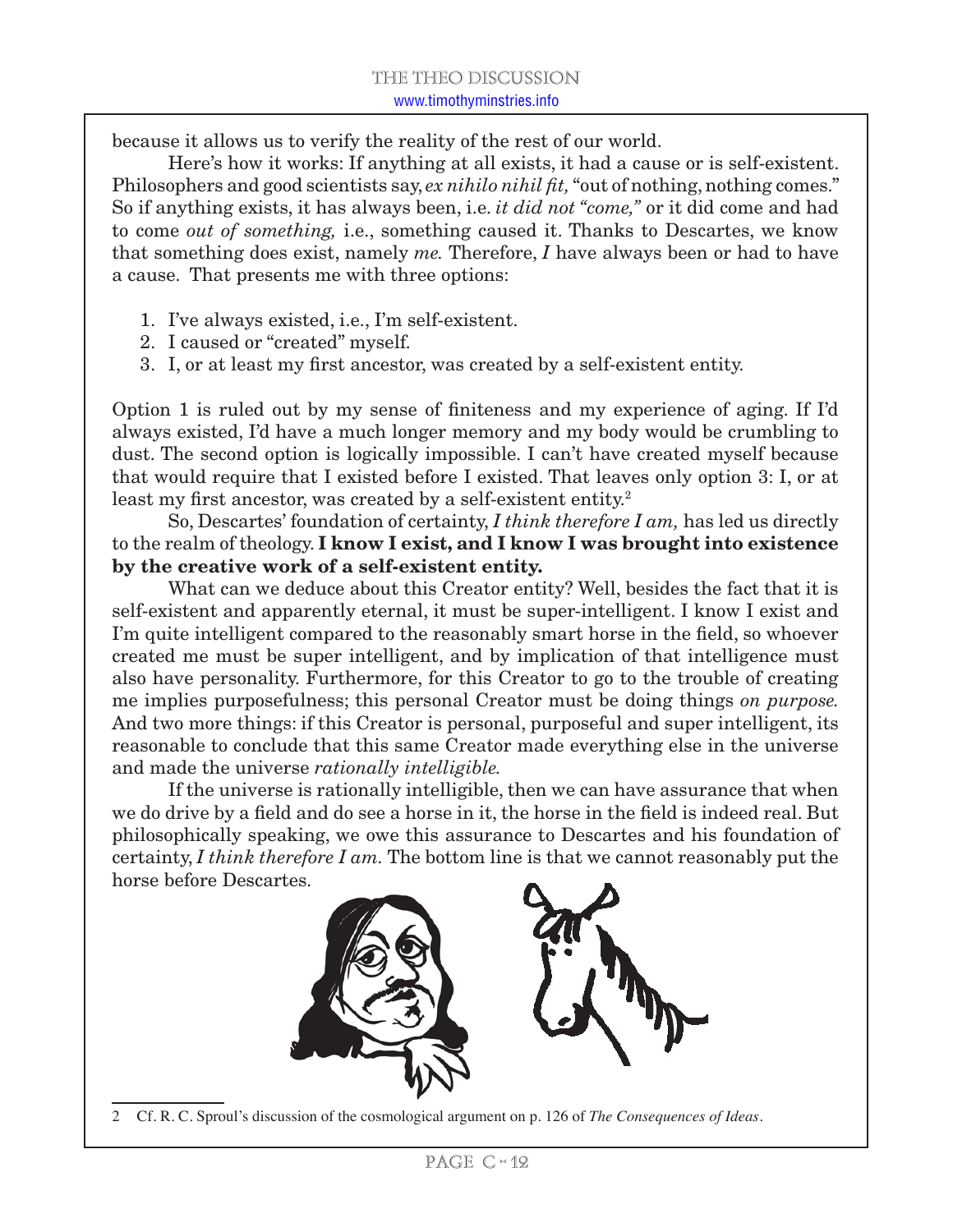because it allows us to verify the reality of the rest of our world.

Here's how it works: If anything at all exists, it had a cause or is self-existent. Philosophers and good scientists say, *ex nihilo nihil fit,* "out of nothing, nothing comes." So if anything exists, it has always been, i.e. *it did not "come,"* or it did come and had to come *out of something,* i.e., something caused it. Thanks to Descartes, we know that something does exist, namely *me.* Therefore, *I* have always been or had to have a cause. That presents me with three options:

1. I've always existed, i.e., I'm self-existent.
2. I caused or "created" myself.
3. I, or at least my first ancestor, was created by a self-existent entity.

Option 1 is ruled out by my sense of finiteness and my experience of aging. If I'd always existed, I'd have a much longer memory and my body would be crumbling to dust. The second option is logically impossible. I can't have created myself because that would require that I existed before I existed. That leaves only option 3: I, or at least my first ancestor, was created by a self-existent entity.[2]

So, Descartes' foundation of certainty, *I think therefore I am,* has led us directly to the realm of theology. **I know I exist, and I know I was brought into existence by the creative work of a self-existent entity.**

What can we deduce about this Creator entity? Well, besides the fact that it is self-existent and apparently eternal, it must be super-intelligent. I know I exist and I'm quite intelligent compared to the reasonably smart horse in the field, so whoever created me must be super intelligent, and by implication of that intelligence must also have personality. Furthermore, for this Creator to go to the trouble of creating me implies purposefulness; this personal Creator must be doing things *on purpose.* And two more things: if this Creator is personal, purposeful and super intelligent, its reasonable to conclude that this same Creator made everything else in the universe and made the universe *rationally intelligible.*

If the universe is rationally intelligible, then we can have assurance that when we do drive by a field and do see a horse in it, the horse in the field is indeed real. But philosophically speaking, we owe this assurance to Descartes and his foundation of certainty, *I think therefore I am.* The bottom line is that we cannot reasonably put the horse before Descartes.

---

2 Cf. R. C. Sproul's discussion of the cosmological argument on p. 126 of *The Consequences of Ideas*.